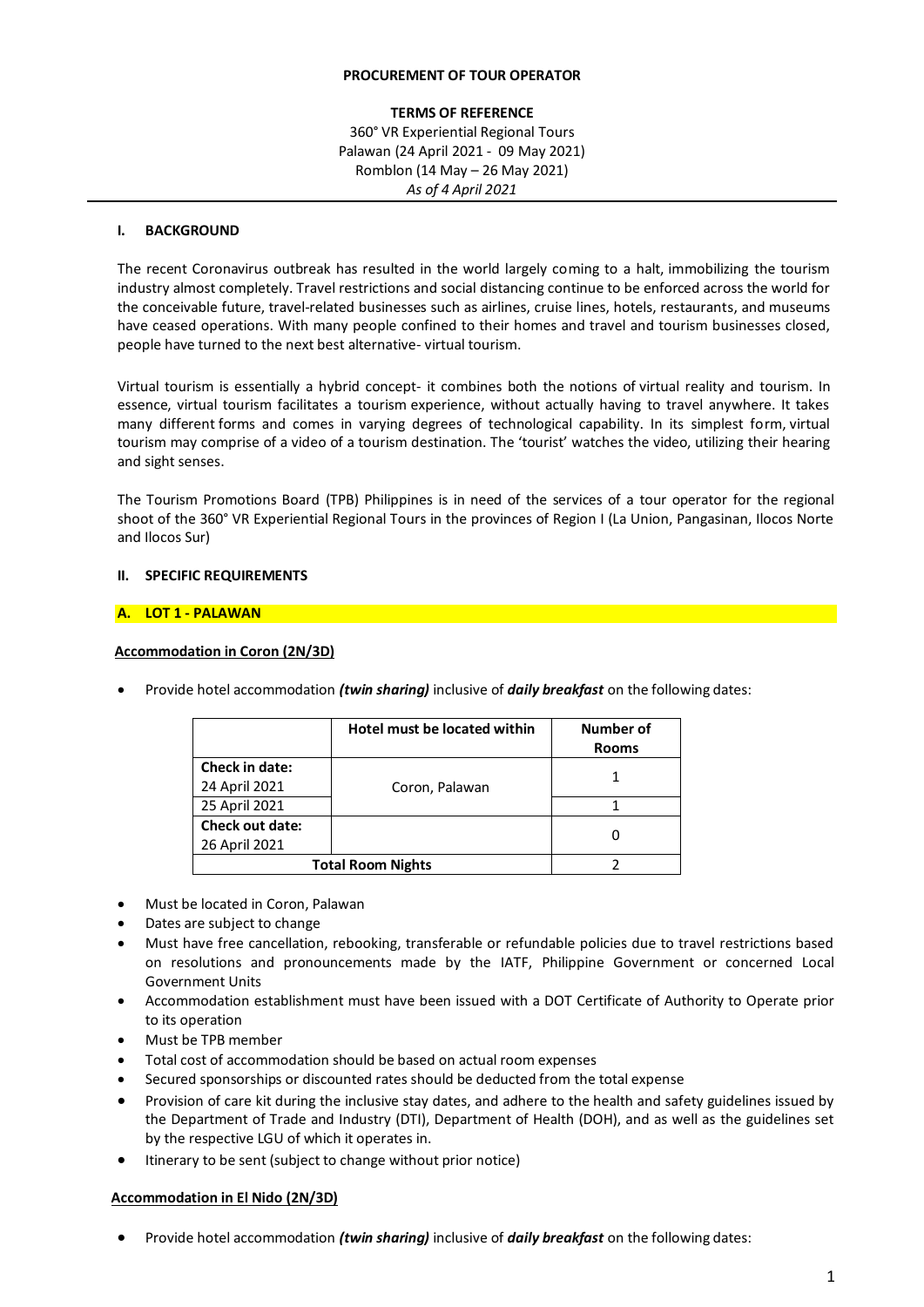**PROCUREMENT OF TOUR OPERATOR**

**TERMS OF REFERENCE**
360° VR Experiential Regional Tours
Palawan (24 April 2021 - 09 May 2021)
Romblon (14 May – 26 May 2021)
*As of 4 April 2021*

## I. BACKGROUND

The recent Coronavirus outbreak has resulted in the world largely coming to a halt, immobilizing the tourism industry almost completely. Travel restrictions and social distancing continue to be enforced across the world for the conceivable future, travel-related businesses such as airlines, cruise lines, hotels, restaurants, and museums have ceased operations. With many people confined to their homes and travel and tourism businesses closed, people have turned to the next best alternative- virtual tourism.

Virtual tourism is essentially a hybrid concept- it combines both the notions of virtual reality and tourism. In essence, virtual tourism facilitates a tourism experience, without actually having to travel anywhere. It takes many different forms and comes in varying degrees of technological capability. In its simplest form, virtual tourism may comprise of a video of a tourism destination. The 'tourist' watches the video, utilizing their hearing and sight senses.

The Tourism Promotions Board (TPB) Philippines is in need of the services of a tour operator for the regional shoot of the 360° VR Experiential Regional Tours in the provinces of Region I (La Union, Pangasinan, Ilocos Norte and Ilocos Sur)

## II. SPECIFIC REQUIREMENTS

### A. LOT 1 - PALAWAN

**Accommodation in Coron (2N/3D)**

- Provide hotel accommodation ***(twin sharing)*** inclusive of ***daily breakfast*** on the following dates:

| | Hotel must be located within | Number of Rooms |
|---|---|---|
| **Check in date:** 24 April 2021 | Coron, Palawan | 1 |
| 25 April 2021 | | 1 |
| **Check out date:** 26 April 2021 | | 0 |
| **Total Room Nights** | | 2 |

- Must be located in Coron, Palawan
- Dates are subject to change
- Must have free cancellation, rebooking, transferable or refundable policies due to travel restrictions based on resolutions and pronouncements made by the IATF, Philippine Government or concerned Local Government Units
- Accommodation establishment must have been issued with a DOT Certificate of Authority to Operate prior to its operation
- Must be TPB member
- Total cost of accommodation should be based on actual room expenses
- Secured sponsorships or discounted rates should be deducted from the total expense
- Provision of care kit during the inclusive stay dates, and adhere to the health and safety guidelines issued by the Department of Trade and Industry (DTI), Department of Health (DOH), and as well as the guidelines set by the respective LGU of which it operates in.
- Itinerary to be sent (subject to change without prior notice)

**Accommodation in El Nido (2N/3D)**

- Provide hotel accommodation ***(twin sharing)*** inclusive of ***daily breakfast*** on the following dates: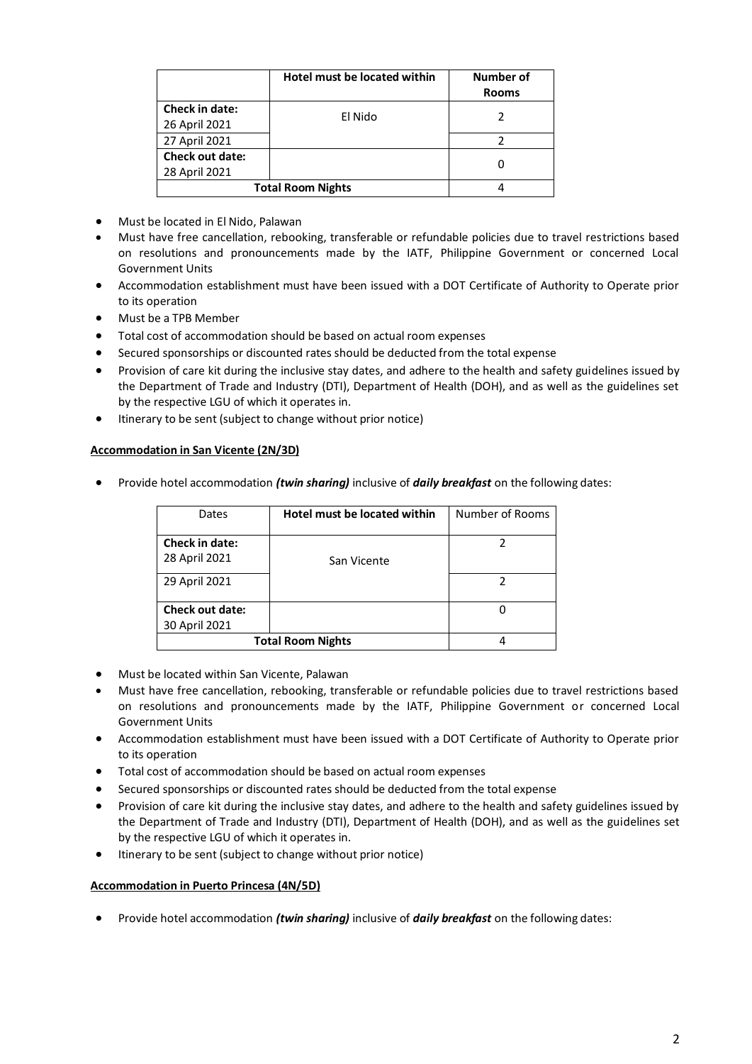| | Hotel must be located within | Number of Rooms |
|---|---|---|
| **Check in date:** 26 April 2021 | El Nido | 2 |
| 27 April 2021 | | 2 |
| **Check out date:** 28 April 2021 | | 0 |
| **Total Room Nights** | | 4 |

- Must be located in El Nido, Palawan
- Must have free cancellation, rebooking, transferable or refundable policies due to travel restrictions based on resolutions and pronouncements made by the IATF, Philippine Government or concerned Local Government Units
- Accommodation establishment must have been issued with a DOT Certificate of Authority to Operate prior to its operation
- Must be a TPB Member
- Total cost of accommodation should be based on actual room expenses
- Secured sponsorships or discounted rates should be deducted from the total expense
- Provision of care kit during the inclusive stay dates, and adhere to the health and safety guidelines issued by the Department of Trade and Industry (DTI), Department of Health (DOH), and as well as the guidelines set by the respective LGU of which it operates in.
- Itinerary to be sent (subject to change without prior notice)

**Accommodation in San Vicente (2N/3D)**

- Provide hotel accommodation ***(twin sharing)*** inclusive of ***daily breakfast*** on the following dates:

| Dates | Hotel must be located within | Number of Rooms |
|---|---|---|
| **Check in date:** 28 April 2021 | San Vicente | 2 |
| 29 April 2021 | | 2 |
| **Check out date:** 30 April 2021 | | 0 |
| **Total Room Nights** | | 4 |

- Must be located within San Vicente, Palawan
- Must have free cancellation, rebooking, transferable or refundable policies due to travel restrictions based on resolutions and pronouncements made by the IATF, Philippine Government or concerned Local Government Units
- Accommodation establishment must have been issued with a DOT Certificate of Authority to Operate prior to its operation
- Total cost of accommodation should be based on actual room expenses
- Secured sponsorships or discounted rates should be deducted from the total expense
- Provision of care kit during the inclusive stay dates, and adhere to the health and safety guidelines issued by the Department of Trade and Industry (DTI), Department of Health (DOH), and as well as the guidelines set by the respective LGU of which it operates in.
- Itinerary to be sent (subject to change without prior notice)

**Accommodation in Puerto Princesa (4N/5D)**

- Provide hotel accommodation ***(twin sharing)*** inclusive of ***daily breakfast*** on the following dates: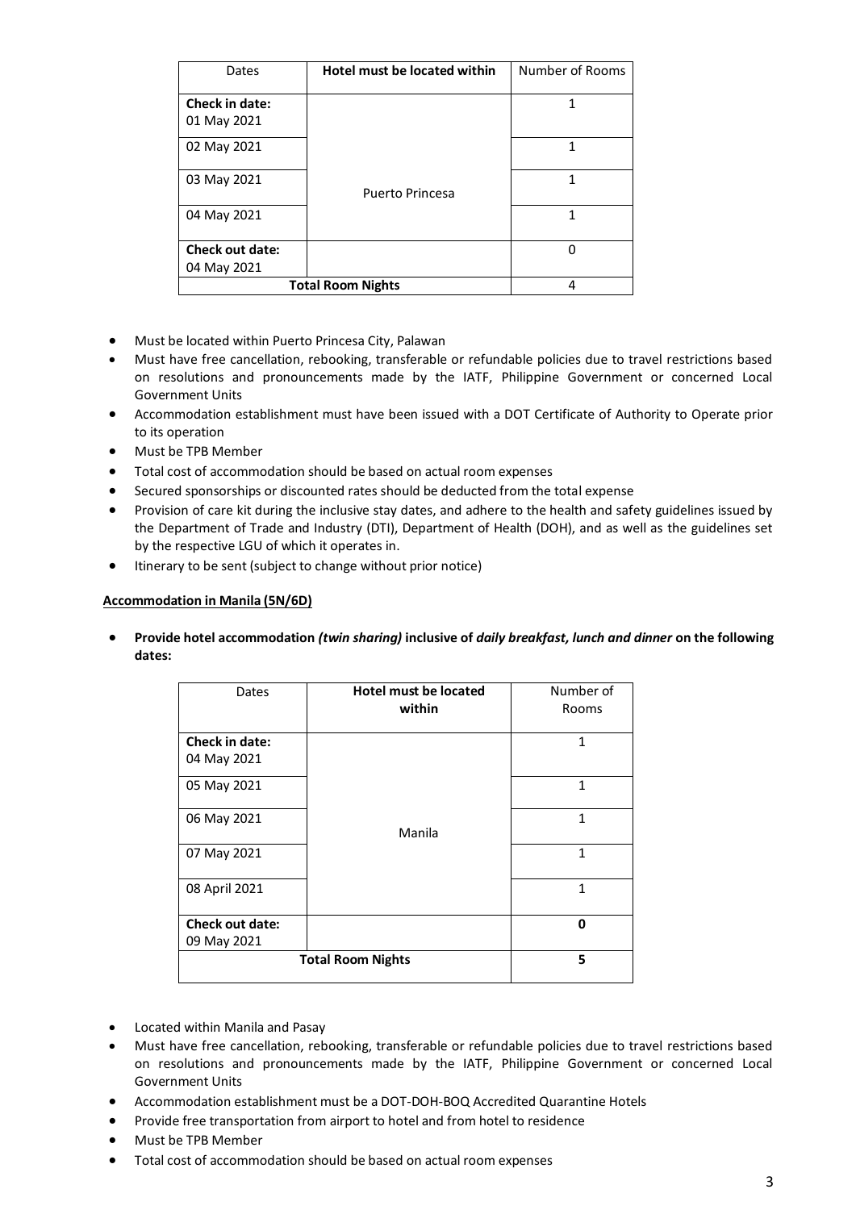| Dates | **Hotel must be located within** | Number of Rooms |
|---|---|---|
| **Check in date:** 01 May 2021 | Puerto Princesa | 1 |
| 02 May 2021 | | 1 |
| 03 May 2021 | | 1 |
| 04 May 2021 | | 1 |
| **Check out date:** 04 May 2021 | | 0 |
| **Total Room Nights** | | 4 |

- Must be located within Puerto Princesa City, Palawan
- Must have free cancellation, rebooking, transferable or refundable policies due to travel restrictions based on resolutions and pronouncements made by the IATF, Philippine Government or concerned Local Government Units
- Accommodation establishment must have been issued with a DOT Certificate of Authority to Operate prior to its operation
- Must be TPB Member
- Total cost of accommodation should be based on actual room expenses
- Secured sponsorships or discounted rates should be deducted from the total expense
- Provision of care kit during the inclusive stay dates, and adhere to the health and safety guidelines issued by the Department of Trade and Industry (DTI), Department of Health (DOH), and as well as the guidelines set by the respective LGU of which it operates in.
- Itinerary to be sent (subject to change without prior notice)

**Accommodation in Manila (5N/6D)**

- **Provide hotel accommodation *(twin sharing)* inclusive of *daily breakfast, lunch and dinner* on the following dates:**

| Dates | **Hotel must be located within** | Number of Rooms |
|---|---|---|
| **Check in date:** 04 May 2021 | Manila | 1 |
| 05 May 2021 | | 1 |
| 06 May 2021 | | 1 |
| 07 May 2021 | | 1 |
| 08 April 2021 | | 1 |
| **Check out date:** 09 May 2021 | | **0** |
| **Total Room Nights** | | **5** |

- Located within Manila and Pasay
- Must have free cancellation, rebooking, transferable or refundable policies due to travel restrictions based on resolutions and pronouncements made by the IATF, Philippine Government or concerned Local Government Units
- Accommodation establishment must be a DOT-DOH-BOQ Accredited Quarantine Hotels
- Provide free transportation from airport to hotel and from hotel to residence
- Must be TPB Member
- Total cost of accommodation should be based on actual room expenses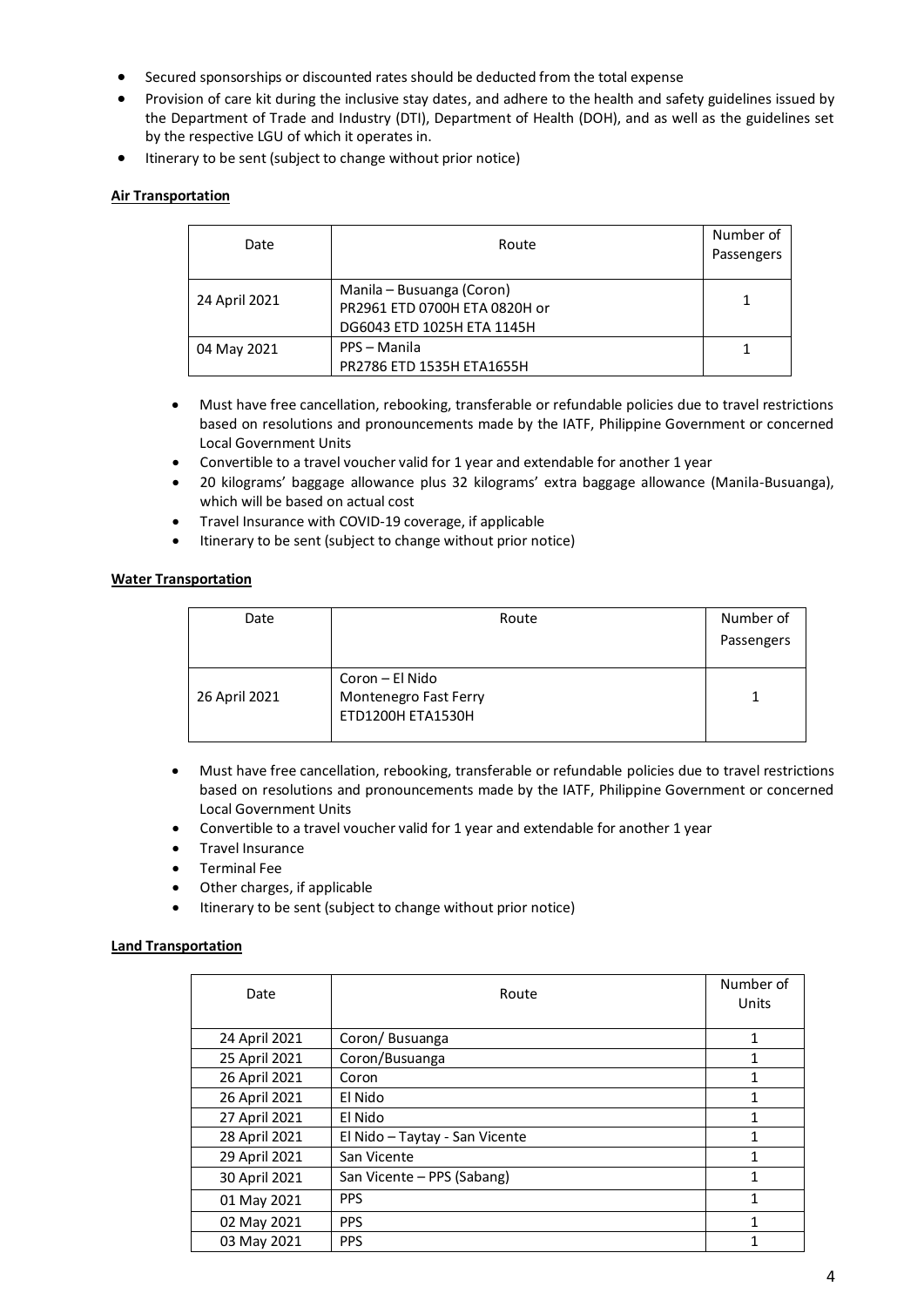- Secured sponsorships or discounted rates should be deducted from the total expense
- Provision of care kit during the inclusive stay dates, and adhere to the health and safety guidelines issued by the Department of Trade and Industry (DTI), Department of Health (DOH), and as well as the guidelines set by the respective LGU of which it operates in.
- Itinerary to be sent (subject to change without prior notice)

**Air Transportation**

| Date | Route | Number of Passengers |
|---|---|---|
| 24 April 2021 | Manila – Busuanga (Coron)<br>PR2961 ETD 0700H ETA 0820H or<br>DG6043 ETD 1025H ETA 1145H | 1 |
| 04 May 2021 | PPS – Manila<br>PR2786 ETD 1535H ETA1655H | 1 |

- Must have free cancellation, rebooking, transferable or refundable policies due to travel restrictions based on resolutions and pronouncements made by the IATF, Philippine Government or concerned Local Government Units
- Convertible to a travel voucher valid for 1 year and extendable for another 1 year
- 20 kilograms' baggage allowance plus 32 kilograms' extra baggage allowance (Manila-Busuanga), which will be based on actual cost
- Travel Insurance with COVID-19 coverage, if applicable
- Itinerary to be sent (subject to change without prior notice)

**Water Transportation**

| Date | Route | Number of Passengers |
|---|---|---|
| 26 April 2021 | Coron – El Nido<br>Montenegro Fast Ferry<br>ETD1200H ETA1530H | 1 |

- Must have free cancellation, rebooking, transferable or refundable policies due to travel restrictions based on resolutions and pronouncements made by the IATF, Philippine Government or concerned Local Government Units
- Convertible to a travel voucher valid for 1 year and extendable for another 1 year
- Travel Insurance
- Terminal Fee
- Other charges, if applicable
- Itinerary to be sent (subject to change without prior notice)

**Land Transportation**

| Date | Route | Number of Units |
|---|---|---|
| 24 April 2021 | Coron/ Busuanga | 1 |
| 25 April 2021 | Coron/Busuanga | 1 |
| 26 April 2021 | Coron | 1 |
| 26 April 2021 | El Nido | 1 |
| 27 April 2021 | El Nido | 1 |
| 28 April 2021 | El Nido – Taytay - San Vicente | 1 |
| 29 April 2021 | San Vicente | 1 |
| 30 April 2021 | San Vicente – PPS (Sabang) | 1 |
| 01 May 2021 | PPS | 1 |
| 02 May 2021 | PPS | 1 |
| 03 May 2021 | PPS | 1 |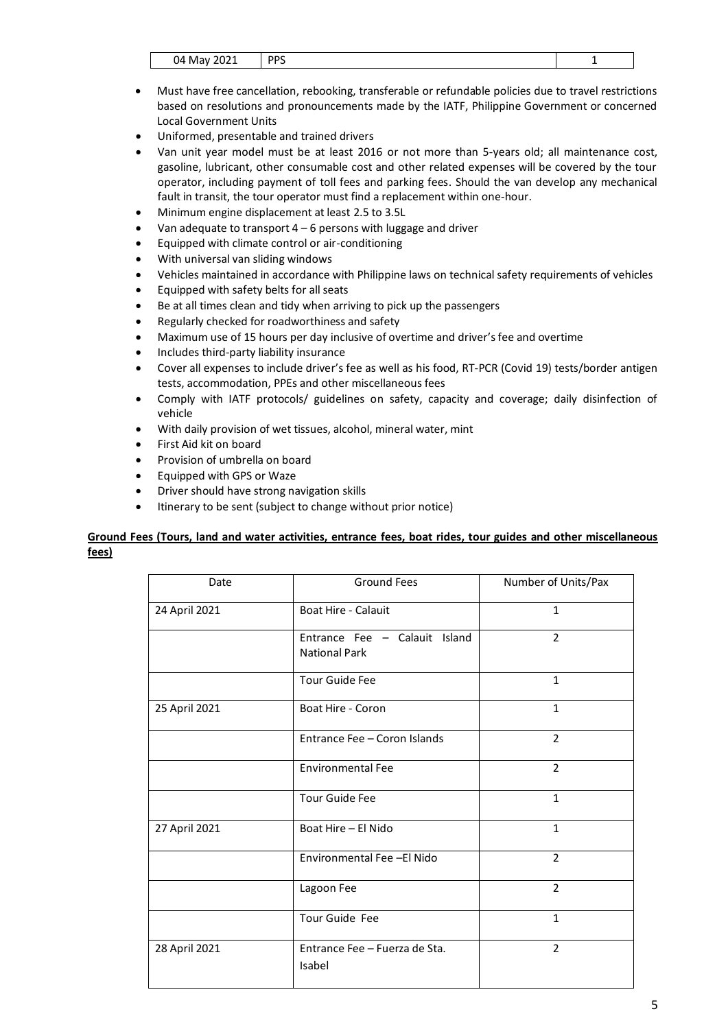| 04 May 2021 | PPS | 1 |
|---|---|---|

- Must have free cancellation, rebooking, transferable or refundable policies due to travel restrictions based on resolutions and pronouncements made by the IATF, Philippine Government or concerned Local Government Units
- Uniformed, presentable and trained drivers
- Van unit year model must be at least 2016 or not more than 5-years old; all maintenance cost, gasoline, lubricant, other consumable cost and other related expenses will be covered by the tour operator, including payment of toll fees and parking fees. Should the van develop any mechanical fault in transit, the tour operator must find a replacement within one-hour.
- Minimum engine displacement at least 2.5 to 3.5L
- Van adequate to transport 4 – 6 persons with luggage and driver
- Equipped with climate control or air-conditioning
- With universal van sliding windows
- Vehicles maintained in accordance with Philippine laws on technical safety requirements of vehicles
- Equipped with safety belts for all seats
- Be at all times clean and tidy when arriving to pick up the passengers
- Regularly checked for roadworthiness and safety
- Maximum use of 15 hours per day inclusive of overtime and driver's fee and overtime
- Includes third-party liability insurance
- Cover all expenses to include driver's fee as well as his food, RT-PCR (Covid 19) tests/border antigen tests, accommodation, PPEs and other miscellaneous fees
- Comply with IATF protocols/ guidelines on safety, capacity and coverage; daily disinfection of vehicle
- With daily provision of wet tissues, alcohol, mineral water, mint
- First Aid kit on board
- Provision of umbrella on board
- Equipped with GPS or Waze
- Driver should have strong navigation skills
- Itinerary to be sent (subject to change without prior notice)

**Ground Fees (Tours, land and water activities, entrance fees, boat rides, tour guides and other miscellaneous fees)**

| Date | Ground Fees | Number of Units/Pax |
|---|---|---|
| 24 April 2021 | Boat Hire - Calauit | 1 |
| | Entrance Fee – Calauit Island National Park | 2 |
| | Tour Guide Fee | 1 |
| 25 April 2021 | Boat Hire - Coron | 1 |
| | Entrance Fee – Coron Islands | 2 |
| | Environmental Fee | 2 |
| | Tour Guide Fee | 1 |
| 27 April 2021 | Boat Hire – El Nido | 1 |
| | Environmental Fee –El Nido | 2 |
| | Lagoon Fee | 2 |
| | Tour Guide Fee | 1 |
| 28 April 2021 | Entrance Fee – Fuerza de Sta. Isabel | 2 |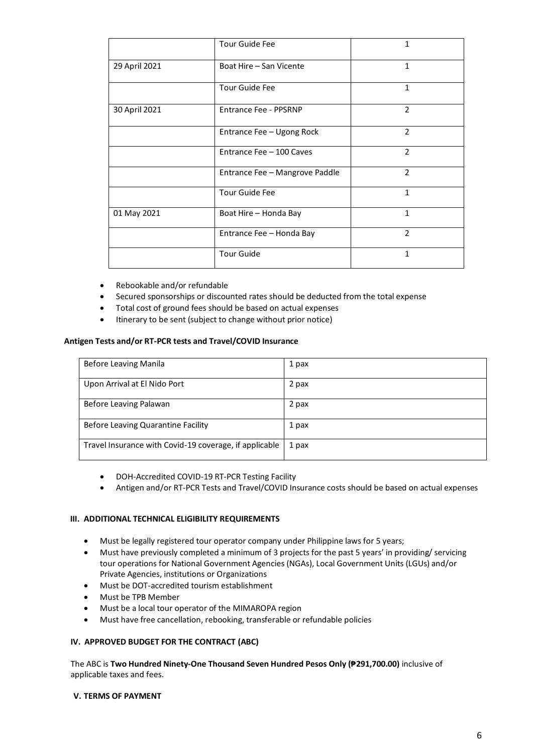|  | Tour Guide Fee | 1 |
| --- | --- | --- |
| 29 April 2021 | Boat Hire – San Vicente | 1 |
|  | Tour Guide Fee | 1 |
| 30 April 2021 | Entrance Fee - PPSRNP | 2 |
|  | Entrance Fee – Ugong Rock | 2 |
|  | Entrance Fee – 100 Caves | 2 |
|  | Entrance Fee – Mangrove Paddle | 2 |
|  | Tour Guide Fee | 1 |
| 01 May 2021 | Boat Hire – Honda Bay | 1 |
|  | Entrance Fee – Honda Bay | 2 |
|  | Tour Guide | 1 |

- Rebookable and/or refundable
- Secured sponsorships or discounted rates should be deducted from the total expense
- Total cost of ground fees should be based on actual expenses
- Itinerary to be sent (subject to change without prior notice)

**Antigen Tests and/or RT-PCR tests and Travel/COVID Insurance**

| Before Leaving Manila | 1 pax |
| --- | --- |
| Upon Arrival at El Nido Port | 2 pax |
| Before Leaving Palawan | 2 pax |
| Before Leaving Quarantine Facility | 1 pax |
| Travel Insurance with Covid-19 coverage, if applicable | 1 pax |

- DOH-Accredited COVID-19 RT-PCR Testing Facility
- Antigen and/or RT-PCR Tests and Travel/COVID Insurance costs should be based on actual expenses

### III. ADDITIONAL TECHNICAL ELIGIBILITY REQUIREMENTS

- Must be legally registered tour operator company under Philippine laws for 5 years;
- Must have previously completed a minimum of 3 projects for the past 5 years' in providing/ servicing tour operations for National Government Agencies (NGAs), Local Government Units (LGUs) and/or Private Agencies, institutions or Organizations
- Must be DOT-accredited tourism establishment
- Must be TPB Member
- Must be a local tour operator of the MIMAROPA region
- Must have free cancellation, rebooking, transferable or refundable policies

### IV. APPROVED BUDGET FOR THE CONTRACT (ABC)

The ABC is **Two Hundred Ninety-One Thousand Seven Hundred Pesos Only (₱291,700.00)** inclusive of applicable taxes and fees.

### V. TERMS OF PAYMENT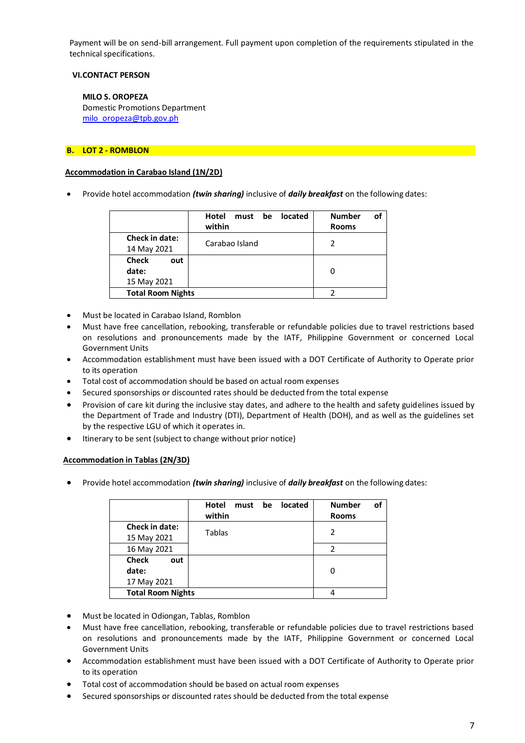Payment will be on send-bill arrangement. Full payment upon completion of the requirements stipulated in the technical specifications.

**VI.CONTACT PERSON**

**MILO S. OROPEZA**
Domestic Promotions Department
milo_oropeza@tpb.gov.ph

## B. LOT 2 - ROMBLON

**Accommodation in Carabao Island (1N/2D)**

- Provide hotel accommodation ***(twin sharing)*** inclusive of ***daily breakfast*** on the following dates:

| | **Hotel must be located within** | **Number of Rooms** |
|---|---|---|
| **Check in date:** 14 May 2021 | Carabao Island | 2 |
| **Check out date:** 15 May 2021 | | 0 |
| **Total Room Nights** | | 2 |

- Must be located in Carabao Island, Romblon
- Must have free cancellation, rebooking, transferable or refundable policies due to travel restrictions based on resolutions and pronouncements made by the IATF, Philippine Government or concerned Local Government Units
- Accommodation establishment must have been issued with a DOT Certificate of Authority to Operate prior to its operation
- Total cost of accommodation should be based on actual room expenses
- Secured sponsorships or discounted rates should be deducted from the total expense
- Provision of care kit during the inclusive stay dates, and adhere to the health and safety guidelines issued by the Department of Trade and Industry (DTI), Department of Health (DOH), and as well as the guidelines set by the respective LGU of which it operates in.
- Itinerary to be sent (subject to change without prior notice)

**Accommodation in Tablas (2N/3D)**

- Provide hotel accommodation ***(twin sharing)*** inclusive of ***daily breakfast*** on the following dates:

| | **Hotel must be located within** | **Number of Rooms** |
|---|---|---|
| **Check in date:** 15 May 2021 | Tablas | 2 |
| 16 May 2021 | | 2 |
| **Check out date:** 17 May 2021 | | 0 |
| **Total Room Nights** | | 4 |

- Must be located in Odiongan, Tablas, Romblon
- Must have free cancellation, rebooking, transferable or refundable policies due to travel restrictions based on resolutions and pronouncements made by the IATF, Philippine Government or concerned Local Government Units
- Accommodation establishment must have been issued with a DOT Certificate of Authority to Operate prior to its operation
- Total cost of accommodation should be based on actual room expenses
- Secured sponsorships or discounted rates should be deducted from the total expense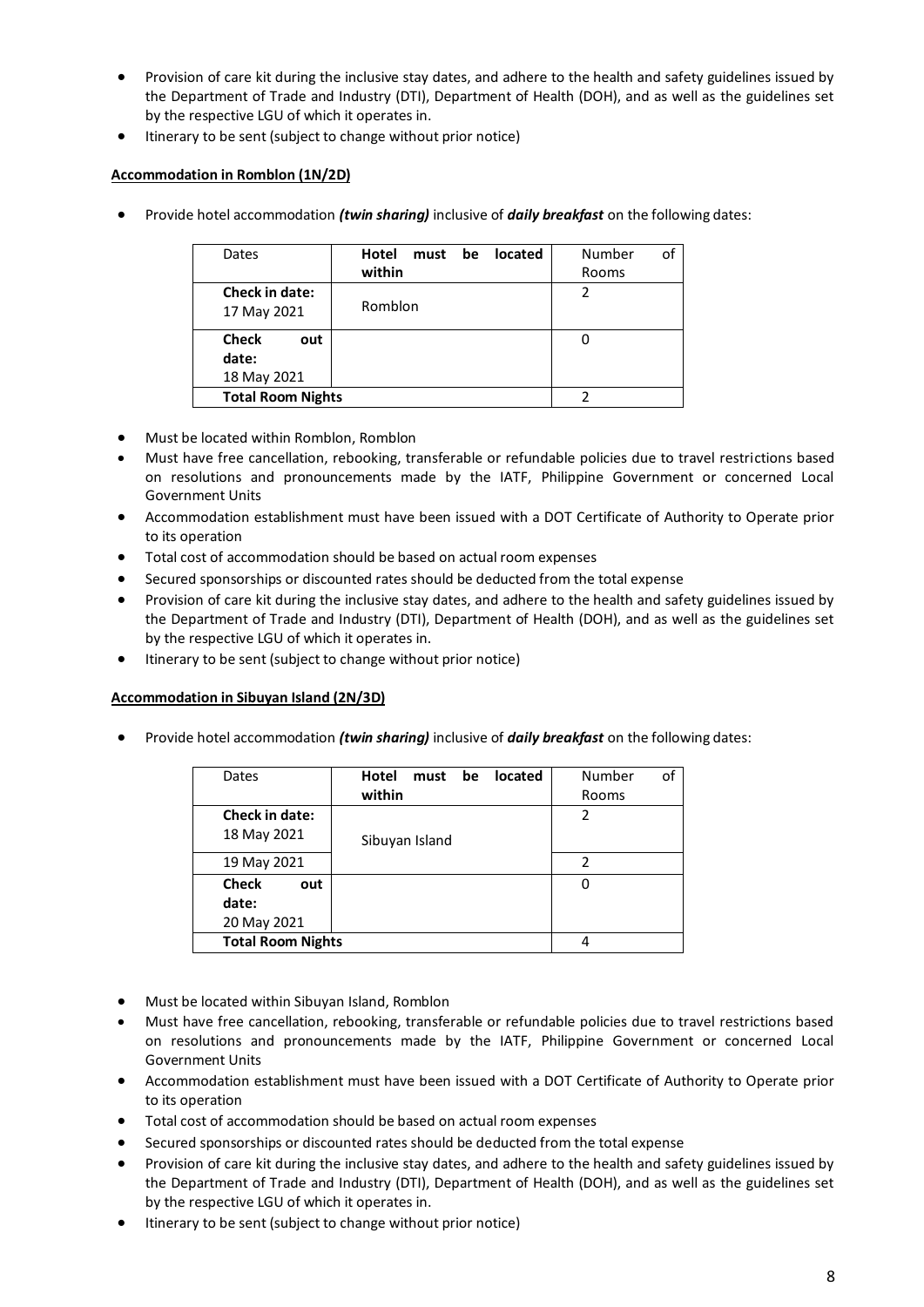- Provision of care kit during the inclusive stay dates, and adhere to the health and safety guidelines issued by the Department of Trade and Industry (DTI), Department of Health (DOH), and as well as the guidelines set by the respective LGU of which it operates in.
- Itinerary to be sent (subject to change without prior notice)

**Accommodation in Romblon (1N/2D)**

- Provide hotel accommodation ***(twin sharing)*** inclusive of ***daily breakfast*** on the following dates:

| Dates | **Hotel must be located within** | Number of Rooms |
|---|---|---|
| **Check in date:** 17 May 2021 | Romblon | 2 |
| **Check out date:** 18 May 2021 | | 0 |
| **Total Room Nights** | | 2 |

- Must be located within Romblon, Romblon
- Must have free cancellation, rebooking, transferable or refundable policies due to travel restrictions based on resolutions and pronouncements made by the IATF, Philippine Government or concerned Local Government Units
- Accommodation establishment must have been issued with a DOT Certificate of Authority to Operate prior to its operation
- Total cost of accommodation should be based on actual room expenses
- Secured sponsorships or discounted rates should be deducted from the total expense
- Provision of care kit during the inclusive stay dates, and adhere to the health and safety guidelines issued by the Department of Trade and Industry (DTI), Department of Health (DOH), and as well as the guidelines set by the respective LGU of which it operates in.
- Itinerary to be sent (subject to change without prior notice)

**Accommodation in Sibuyan Island (2N/3D)**

- Provide hotel accommodation ***(twin sharing)*** inclusive of ***daily breakfast*** on the following dates:

| Dates | **Hotel must be located within** | Number of Rooms |
|---|---|---|
| **Check in date:** 18 May 2021 | Sibuyan Island | 2 |
| 19 May 2021 | | 2 |
| **Check out date:** 20 May 2021 | | 0 |
| **Total Room Nights** | | 4 |

- Must be located within Sibuyan Island, Romblon
- Must have free cancellation, rebooking, transferable or refundable policies due to travel restrictions based on resolutions and pronouncements made by the IATF, Philippine Government or concerned Local Government Units
- Accommodation establishment must have been issued with a DOT Certificate of Authority to Operate prior to its operation
- Total cost of accommodation should be based on actual room expenses
- Secured sponsorships or discounted rates should be deducted from the total expense
- Provision of care kit during the inclusive stay dates, and adhere to the health and safety guidelines issued by the Department of Trade and Industry (DTI), Department of Health (DOH), and as well as the guidelines set by the respective LGU of which it operates in.
- Itinerary to be sent (subject to change without prior notice)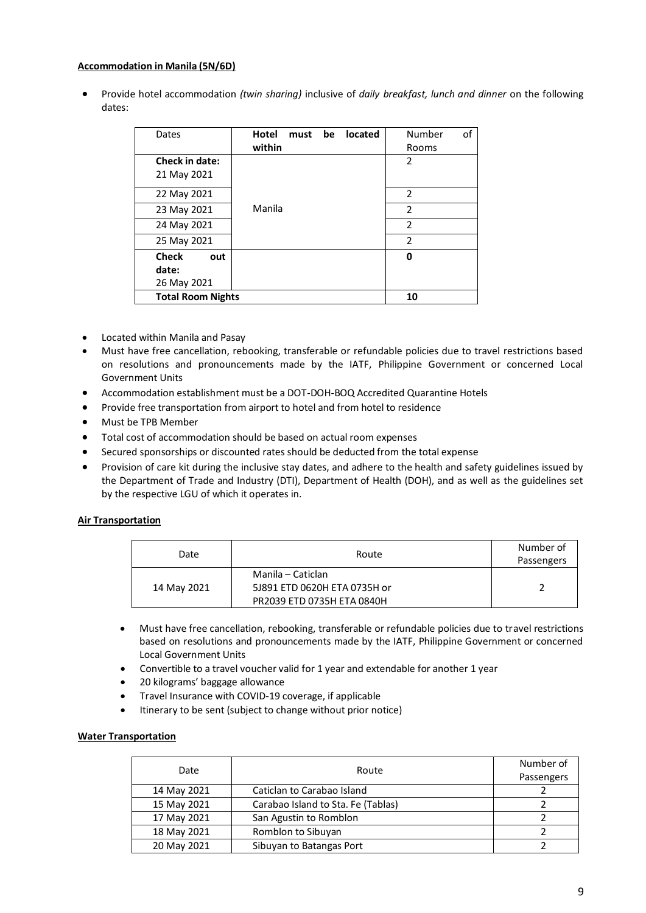**Accommodation in Manila (5N/6D)**

- Provide hotel accommodation *(twin sharing)* inclusive of *daily breakfast, lunch and dinner* on the following dates:

| Dates | **Hotel must be located within** | Number of Rooms |
|---|---|---|
| **Check in date:** 21 May 2021 | Manila | 2 |
| 22 May 2021 | | 2 |
| 23 May 2021 | | 2 |
| 24 May 2021 | | 2 |
| 25 May 2021 | | 2 |
| **Check out date:** 26 May 2021 | | **0** |
| **Total Room Nights** | | **10** |

- Located within Manila and Pasay
- Must have free cancellation, rebooking, transferable or refundable policies due to travel restrictions based on resolutions and pronouncements made by the IATF, Philippine Government or concerned Local Government Units
- Accommodation establishment must be a DOT-DOH-BOQ Accredited Quarantine Hotels
- Provide free transportation from airport to hotel and from hotel to residence
- Must be TPB Member
- Total cost of accommodation should be based on actual room expenses
- Secured sponsorships or discounted rates should be deducted from the total expense
- Provision of care kit during the inclusive stay dates, and adhere to the health and safety guidelines issued by the Department of Trade and Industry (DTI), Department of Health (DOH), and as well as the guidelines set by the respective LGU of which it operates in.

**Air Transportation**

| Date | Route | Number of Passengers |
|---|---|---|
| 14 May 2021 | Manila – Caticlan<br>5J891 ETD 0620H ETA 0735H or<br>PR2039 ETD 0735H ETA 0840H | 2 |

- Must have free cancellation, rebooking, transferable or refundable policies due to travel restrictions based on resolutions and pronouncements made by the IATF, Philippine Government or concerned Local Government Units
- Convertible to a travel voucher valid for 1 year and extendable for another 1 year
- 20 kilograms' baggage allowance
- Travel Insurance with COVID-19 coverage, if applicable
- Itinerary to be sent (subject to change without prior notice)

**Water Transportation**

| Date | Route | Number of Passengers |
|---|---|---|
| 14 May 2021 | Caticlan to Carabao Island | 2 |
| 15 May 2021 | Carabao Island to Sta. Fe (Tablas) | 2 |
| 17 May 2021 | San Agustin to Romblon | 2 |
| 18 May 2021 | Romblon to Sibuyan | 2 |
| 20 May 2021 | Sibuyan to Batangas Port | 2 |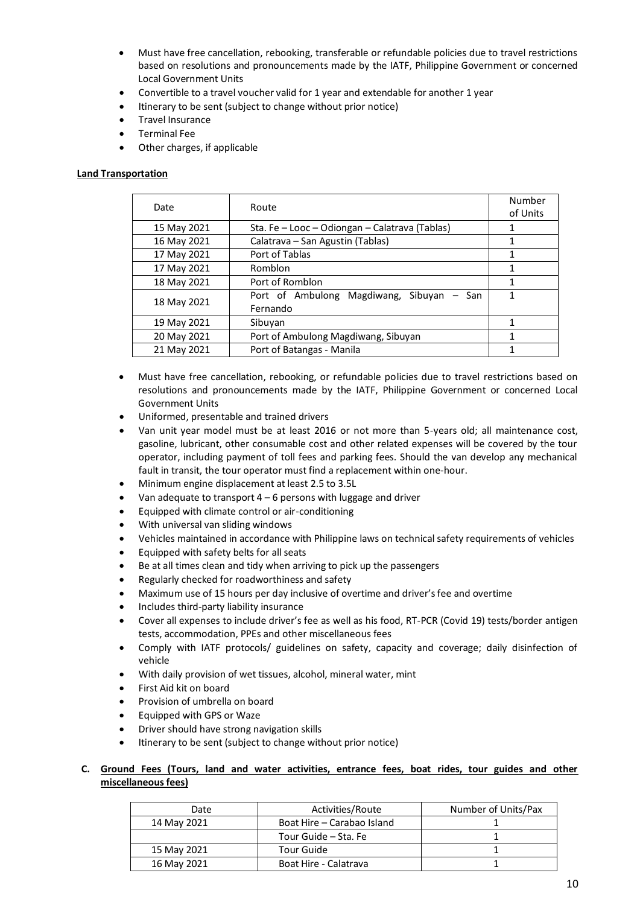- Must have free cancellation, rebooking, transferable or refundable policies due to travel restrictions based on resolutions and pronouncements made by the IATF, Philippine Government or concerned Local Government Units
- Convertible to a travel voucher valid for 1 year and extendable for another 1 year
- Itinerary to be sent (subject to change without prior notice)
- Travel Insurance
- Terminal Fee
- Other charges, if applicable

**Land Transportation**

| Date | Route | Number of Units |
|---|---|---|
| 15 May 2021 | Sta. Fe – Looc – Odiongan – Calatrava (Tablas) | 1 |
| 16 May 2021 | Calatrava – San Agustin (Tablas) | 1 |
| 17 May 2021 | Port of Tablas | 1 |
| 17 May 2021 | Romblon | 1 |
| 18 May 2021 | Port of Romblon | 1 |
| 18 May 2021 | Port of Ambulong Magdiwang, Sibuyan – San Fernando | 1 |
| 19 May 2021 | Sibuyan | 1 |
| 20 May 2021 | Port of Ambulong Magdiwang, Sibuyan | 1 |
| 21 May 2021 | Port of Batangas - Manila | 1 |

- Must have free cancellation, rebooking, or refundable policies due to travel restrictions based on resolutions and pronouncements made by the IATF, Philippine Government or concerned Local Government Units
- Uniformed, presentable and trained drivers
- Van unit year model must be at least 2016 or not more than 5-years old; all maintenance cost, gasoline, lubricant, other consumable cost and other related expenses will be covered by the tour operator, including payment of toll fees and parking fees. Should the van develop any mechanical fault in transit, the tour operator must find a replacement within one-hour.
- Minimum engine displacement at least 2.5 to 3.5L
- Van adequate to transport 4 – 6 persons with luggage and driver
- Equipped with climate control or air-conditioning
- With universal van sliding windows
- Vehicles maintained in accordance with Philippine laws on technical safety requirements of vehicles
- Equipped with safety belts for all seats
- Be at all times clean and tidy when arriving to pick up the passengers
- Regularly checked for roadworthiness and safety
- Maximum use of 15 hours per day inclusive of overtime and driver's fee and overtime
- Includes third-party liability insurance
- Cover all expenses to include driver's fee as well as his food, RT-PCR (Covid 19) tests/border antigen tests, accommodation, PPEs and other miscellaneous fees
- Comply with IATF protocols/ guidelines on safety, capacity and coverage; daily disinfection of vehicle
- With daily provision of wet tissues, alcohol, mineral water, mint
- First Aid kit on board
- Provision of umbrella on board
- Equipped with GPS or Waze
- Driver should have strong navigation skills
- Itinerary to be sent (subject to change without prior notice)

**C. Ground Fees (Tours, land and water activities, entrance fees, boat rides, tour guides and other miscellaneous fees)**

| Date | Activities/Route | Number of Units/Pax |
|---|---|---|
| 14 May 2021 | Boat Hire – Carabao Island | 1 |
| | Tour Guide – Sta. Fe | 1 |
| 15 May 2021 | Tour Guide | 1 |
| 16 May 2021 | Boat Hire - Calatrava | 1 |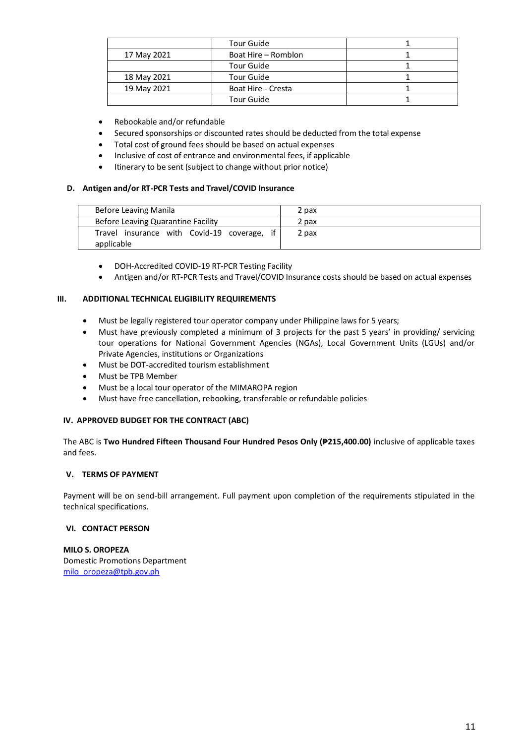| | | |
|---|---|---|
| | Tour Guide | 1 |
| 17 May 2021 | Boat Hire – Romblon | 1 |
| | Tour Guide | 1 |
| 18 May 2021 | Tour Guide | 1 |
| 19 May 2021 | Boat Hire - Cresta | 1 |
| | Tour Guide | 1 |

- Rebookable and/or refundable
- Secured sponsorships or discounted rates should be deducted from the total expense
- Total cost of ground fees should be based on actual expenses
- Inclusive of cost of entrance and environmental fees, if applicable
- Itinerary to be sent (subject to change without prior notice)

**D. Antigen and/or RT-PCR Tests and Travel/COVID Insurance**

| | |
|---|---|
| Before Leaving Manila | 2 pax |
| Before Leaving Quarantine Facility | 2 pax |
| Travel insurance with Covid-19 coverage, if applicable | 2 pax |

- DOH-Accredited COVID-19 RT-PCR Testing Facility
- Antigen and/or RT-PCR Tests and Travel/COVID Insurance costs should be based on actual expenses

## III. ADDITIONAL TECHNICAL ELIGIBILITY REQUIREMENTS

- Must be legally registered tour operator company under Philippine laws for 5 years;
- Must have previously completed a minimum of 3 projects for the past 5 years' in providing/ servicing tour operations for National Government Agencies (NGAs), Local Government Units (LGUs) and/or Private Agencies, institutions or Organizations
- Must be DOT-accredited tourism establishment
- Must be TPB Member
- Must be a local tour operator of the MIMAROPA region
- Must have free cancellation, rebooking, transferable or refundable policies

## IV. APPROVED BUDGET FOR THE CONTRACT (ABC)

The ABC is **Two Hundred Fifteen Thousand Four Hundred Pesos Only (₱215,400.00)** inclusive of applicable taxes and fees.

## V. TERMS OF PAYMENT

Payment will be on send-bill arrangement. Full payment upon completion of the requirements stipulated in the technical specifications.

## VI. CONTACT PERSON

**MILO S. OROPEZA**
Domestic Promotions Department
milo_oropeza@tpb.gov.ph